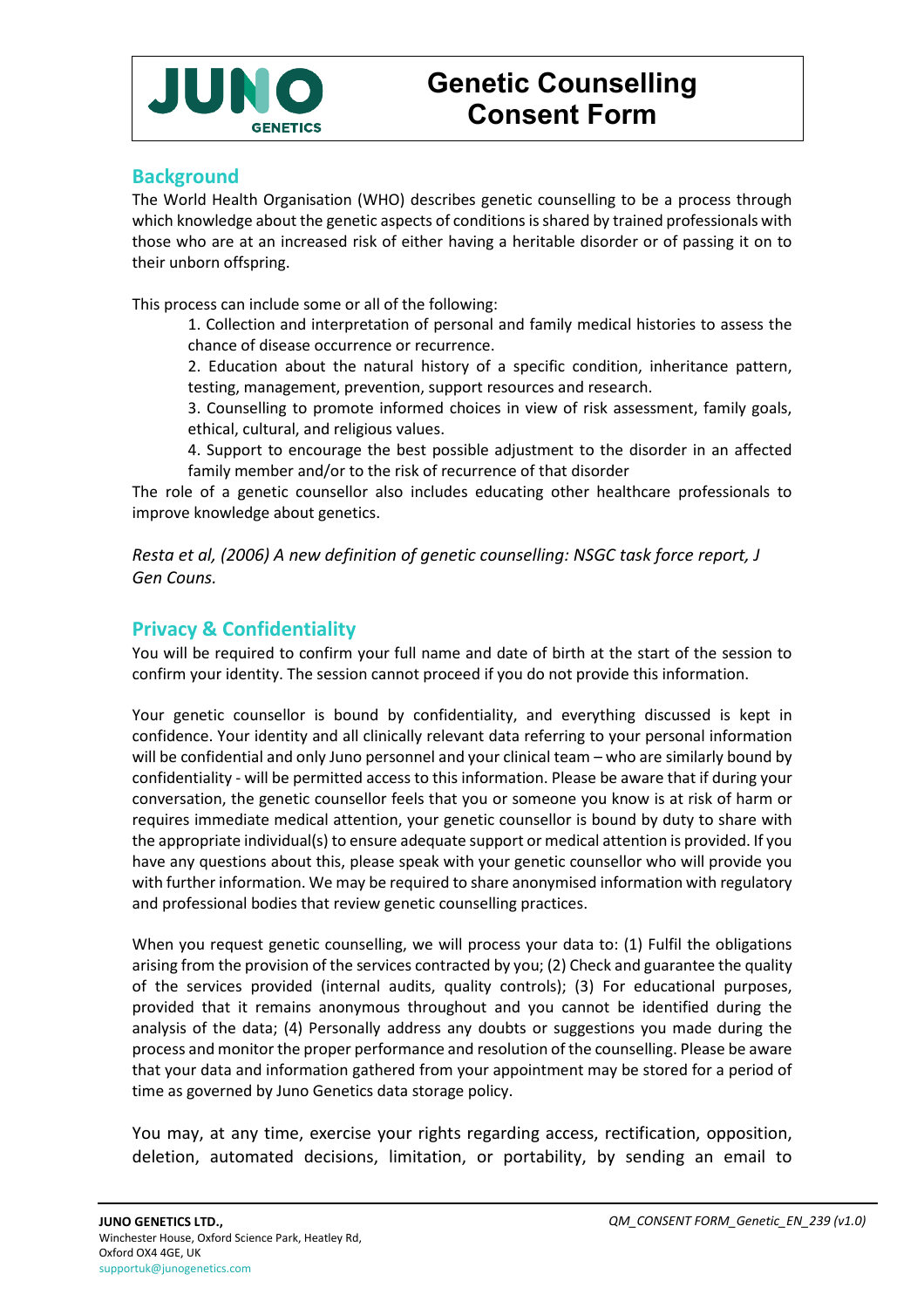# Genetic Counselling Consent Form

## Background

The World Health Organisation (WHO) describes genetic counselling to be a process through which knowledge about the genetic aspects of conditions is shared by trained professionals with those who are at an increased risk of either having a heritable disorder or of passing it on to their unborn offspring.

This process can include some or all of the following:

1. Collection and interpretation of personal and family medical histories to assess the chance of disease occurrence or recurrence.
2. Education about the natural history of a specific condition, inheritance pattern, testing, management, prevention, support resources and research.
3. Counselling to promote informed choices in view of risk assessment, family goals, ethical, cultural, and religious values.
4. Support to encourage the best possible adjustment to the disorder in an affected family member and/or to the risk of recurrence of that disorder

The role of a genetic counsellor also includes educating other healthcare professionals to improve knowledge about genetics.

*Resta et al, (2006) A new definition of genetic counselling: NSGC task force report, J Gen Couns.*

## Privacy & Confidentiality

You will be required to confirm your full name and date of birth at the start of the session to confirm your identity. The session cannot proceed if you do not provide this information.

Your genetic counsellor is bound by confidentiality, and everything discussed is kept in confidence. Your identity and all clinically relevant data referring to your personal information will be confidential and only Juno personnel and your clinical team – who are similarly bound by confidentiality - will be permitted access to this information. Please be aware that if during your conversation, the genetic counsellor feels that you or someone you know is at risk of harm or requires immediate medical attention, your genetic counsellor is bound by duty to share with the appropriate individual(s) to ensure adequate support or medical attention is provided. If you have any questions about this, please speak with your genetic counsellor who will provide you with further information. We may be required to share anonymised information with regulatory and professional bodies that review genetic counselling practices.

When you request genetic counselling, we will process your data to: (1) Fulfil the obligations arising from the provision of the services contracted by you; (2) Check and guarantee the quality of the services provided (internal audits, quality controls); (3) For educational purposes, provided that it remains anonymous throughout and you cannot be identified during the analysis of the data; (4) Personally address any doubts or suggestions you made during the process and monitor the proper performance and resolution of the counselling. Please be aware that your data and information gathered from your appointment may be stored for a period of time as governed by Juno Genetics data storage policy.

You may, at any time, exercise your rights regarding access, rectification, opposition, deletion, automated decisions, limitation, or portability, by sending an email to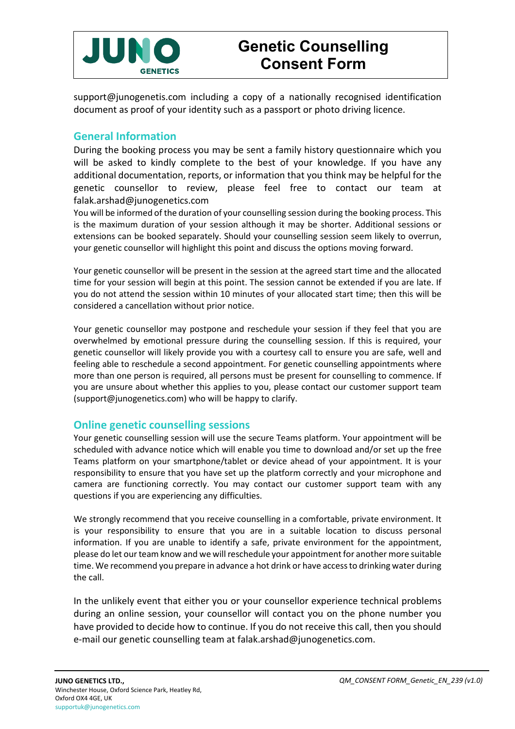support@junogenetis.com including a copy of a nationally recognised identification document as proof of your identity such as a passport or photo driving licence.

## General Information

During the booking process you may be sent a family history questionnaire which you will be asked to kindly complete to the best of your knowledge. If you have any additional documentation, reports, or information that you think may be helpful for the genetic counsellor to review, please feel free to contact our team at falak.arshad@junogenetics.com

You will be informed of the duration of your counselling session during the booking process. This is the maximum duration of your session although it may be shorter. Additional sessions or extensions can be booked separately. Should your counselling session seem likely to overrun, your genetic counsellor will highlight this point and discuss the options moving forward.

Your genetic counsellor will be present in the session at the agreed start time and the allocated time for your session will begin at this point. The session cannot be extended if you are late. If you do not attend the session within 10 minutes of your allocated start time; then this will be considered a cancellation without prior notice.

Your genetic counsellor may postpone and reschedule your session if they feel that you are overwhelmed by emotional pressure during the counselling session. If this is required, your genetic counsellor will likely provide you with a courtesy call to ensure you are safe, well and feeling able to reschedule a second appointment. For genetic counselling appointments where more than one person is required, all persons must be present for counselling to commence. If you are unsure about whether this applies to you, please contact our customer support team (support@junogenetics.com) who will be happy to clarify.

## Online genetic counselling sessions

Your genetic counselling session will use the secure Teams platform. Your appointment will be scheduled with advance notice which will enable you time to download and/or set up the free Teams platform on your smartphone/tablet or device ahead of your appointment. It is your responsibility to ensure that you have set up the platform correctly and your microphone and camera are functioning correctly. You may contact our customer support team with any questions if you are experiencing any difficulties.

We strongly recommend that you receive counselling in a comfortable, private environment. It is your responsibility to ensure that you are in a suitable location to discuss personal information. If you are unable to identify a safe, private environment for the appointment, please do let our team know and we will reschedule your appointment for another more suitable time. We recommend you prepare in advance a hot drink or have access to drinking water during the call.

In the unlikely event that either you or your counsellor experience technical problems during an online session, your counsellor will contact you on the phone number you have provided to decide how to continue. If you do not receive this call, then you should e-mail our genetic counselling team at falak.arshad@junogenetics.com.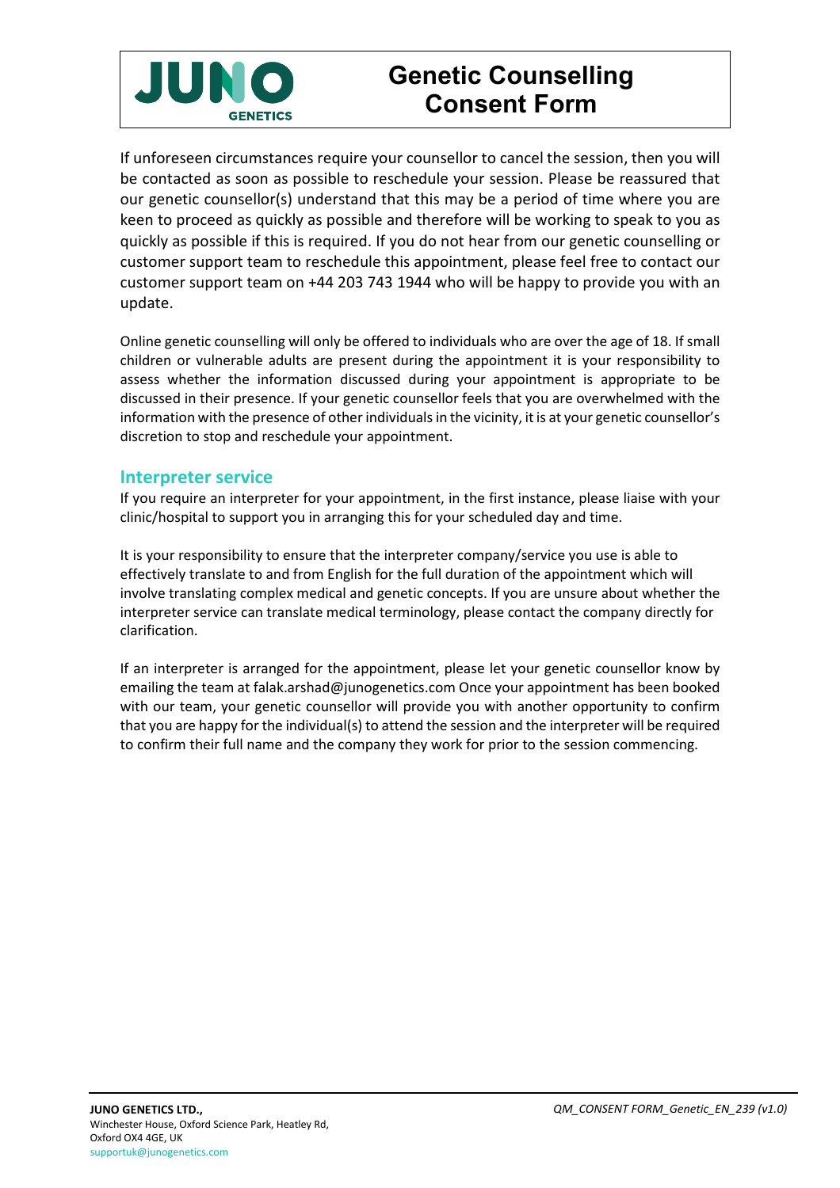If unforeseen circumstances require your counsellor to cancel the session, then you will be contacted as soon as possible to reschedule your session. Please be reassured that our genetic counsellor(s) understand that this may be a period of time where you are keen to proceed as quickly as possible and therefore will be working to speak to you as quickly as possible if this is required. If you do not hear from our genetic counselling or customer support team to reschedule this appointment, please feel free to contact our customer support team on +44 203 743 1944 who will be happy to provide you with an update.

Online genetic counselling will only be offered to individuals who are over the age of 18. If small children or vulnerable adults are present during the appointment it is your responsibility to assess whether the information discussed during your appointment is appropriate to be discussed in their presence. If your genetic counsellor feels that you are overwhelmed with the information with the presence of other individuals in the vicinity, it is at your genetic counsellor's discretion to stop and reschedule your appointment.

## Interpreter service

If you require an interpreter for your appointment, in the first instance, please liaise with your clinic/hospital to support you in arranging this for your scheduled day and time.

It is your responsibility to ensure that the interpreter company/service you use is able to effectively translate to and from English for the full duration of the appointment which will involve translating complex medical and genetic concepts. If you are unsure about whether the interpreter service can translate medical terminology, please contact the company directly for clarification.

If an interpreter is arranged for the appointment, please let your genetic counsellor know by emailing the team at falak.arshad@junogenetics.com Once your appointment has been booked with our team, your genetic counsellor will provide you with another opportunity to confirm that you are happy for the individual(s) to attend the session and the interpreter will be required to confirm their full name and the company they work for prior to the session commencing.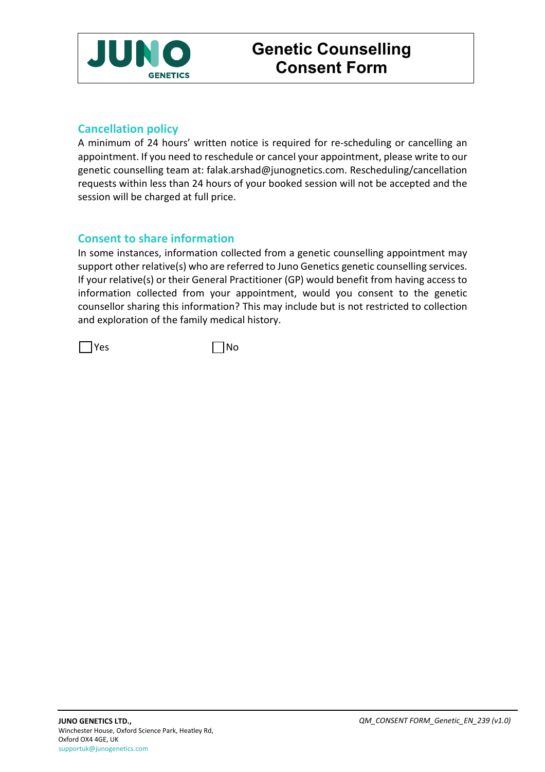# Genetic Counselling Consent Form

## Cancellation policy

A minimum of 24 hours' written notice is required for re-scheduling or cancelling an appointment. If you need to reschedule or cancel your appointment, please write to our genetic counselling team at: falak.arshad@junognetics.com. Rescheduling/cancellation requests within less than 24 hours of your booked session will not be accepted and the session will be charged at full price.

## Consent to share information

In some instances, information collected from a genetic counselling appointment may support other relative(s) who are referred to Juno Genetics genetic counselling services. If your relative(s) or their General Practitioner (GP) would benefit from having access to information collected from your appointment, would you consent to the genetic counsellor sharing this information? This may include but is not restricted to collection and exploration of the family medical history.

☐ Yes ☐ No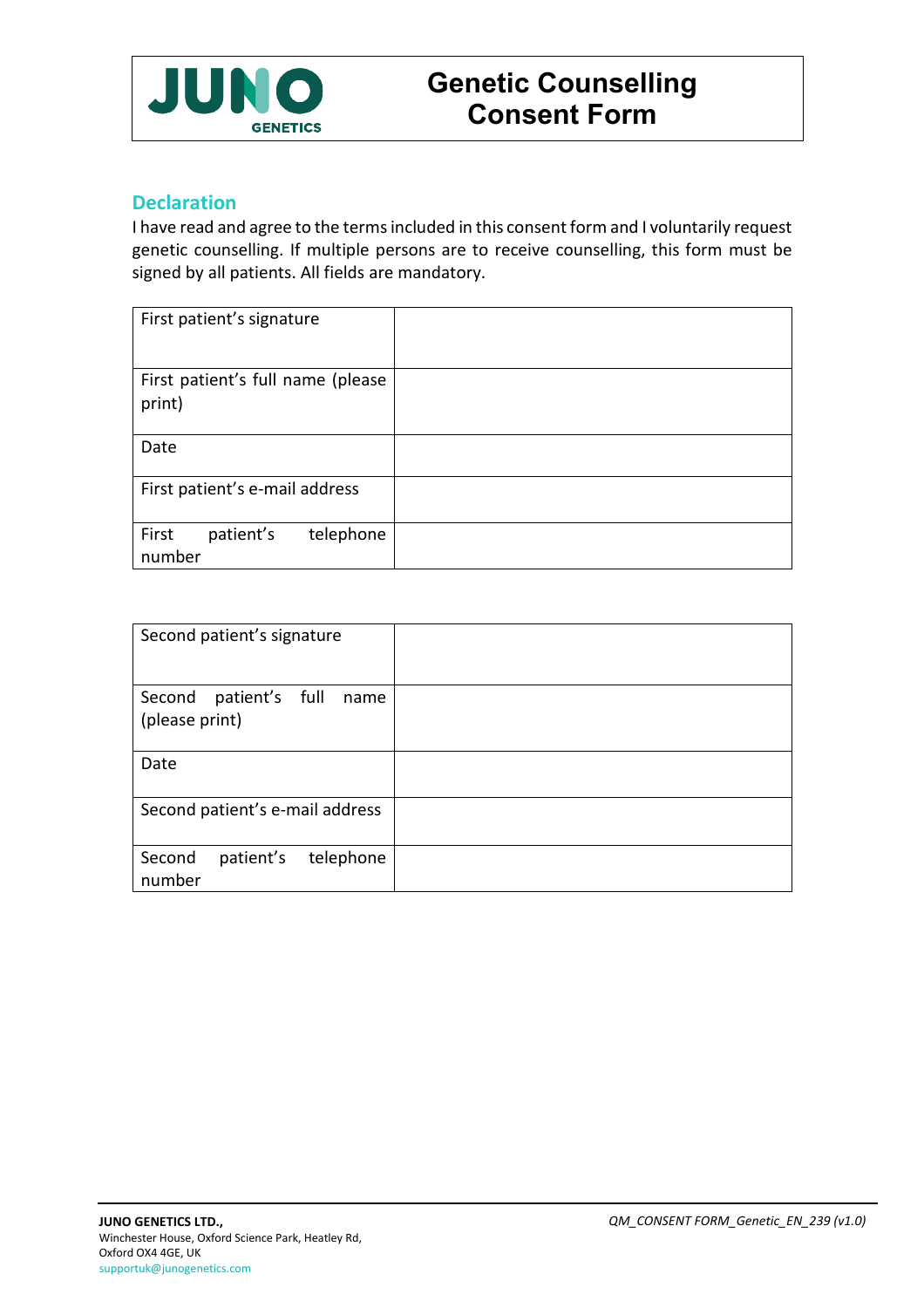# Genetic Counselling Consent Form

## Declaration

I have read and agree to the terms included in this consent form and I voluntarily request genetic counselling. If multiple persons are to receive counselling, this form must be signed by all patients. All fields are mandatory.

| | |
|---|---|
| First patient's signature | |
| First patient's full name (please print) | |
| Date | |
| First patient's e-mail address | |
| First patient's telephone number | |

| | |
|---|---|
| Second patient's signature | |
| Second patient's full name (please print) | |
| Date | |
| Second patient's e-mail address | |
| Second patient's telephone number | |